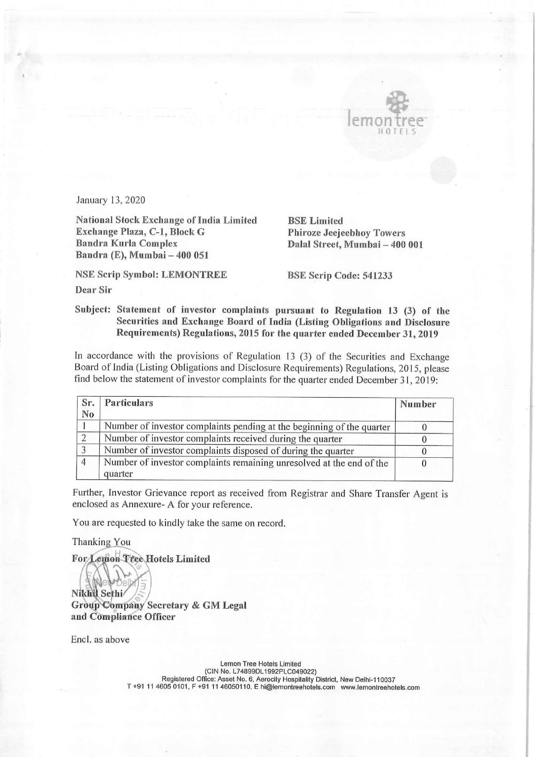January 13, 2020

**National Stock Exchange of India Limited**
**Exchange Plaza, C-1, Block G**
**Bandra Kurla Complex**
**Bandra (E), Mumbai – 400 051**

**BSE Limited**
**Phiroze Jeejeebhoy Towers**
**Dalal Street, Mumbai – 400 001**

**NSE Scrip Symbol: LEMONTREE**

**BSE Scrip Code: 541233**

**Dear Sir**

**Subject: Statement of investor complaints pursuant to Regulation 13 (3) of the Securities and Exchange Board of India (Listing Obligations and Disclosure Requirements) Regulations, 2015 for the quarter ended December 31, 2019**

In accordance with the provisions of Regulation 13 (3) of the Securities and Exchange Board of India (Listing Obligations and Disclosure Requirements) Regulations, 2015, please find below the statement of investor complaints for the quarter ended December 31, 2019:

| Sr. No | Particulars | Number |
|---|---|---|
| 1 | Number of investor complaints pending at the beginning of the quarter | 0 |
| 2 | Number of investor complaints received during the quarter | 0 |
| 3 | Number of investor complaints disposed of during the quarter | 0 |
| 4 | Number of investor complaints remaining unresolved at the end of the quarter | 0 |

Further, Investor Grievance report as received from Registrar and Share Transfer Agent is enclosed as Annexure- A for your reference.

You are requested to kindly take the same on record.

Thanking You

**For Lemon Tree Hotels Limited**

**Nikhil Sethi**
**Group Company Secretary & GM Legal and Compliance Officer**

Encl. as above

Lemon Tree Hotels Limited
(CIN No. L74899DL1992PLC049022)
Registered Office: Asset No. 6, Aerocity Hospitality District, New Delhi-110037
T +91 11 4605 0101, F +91 11 46050110. E hi@lemontreehotels.com www.lemontreehotels.com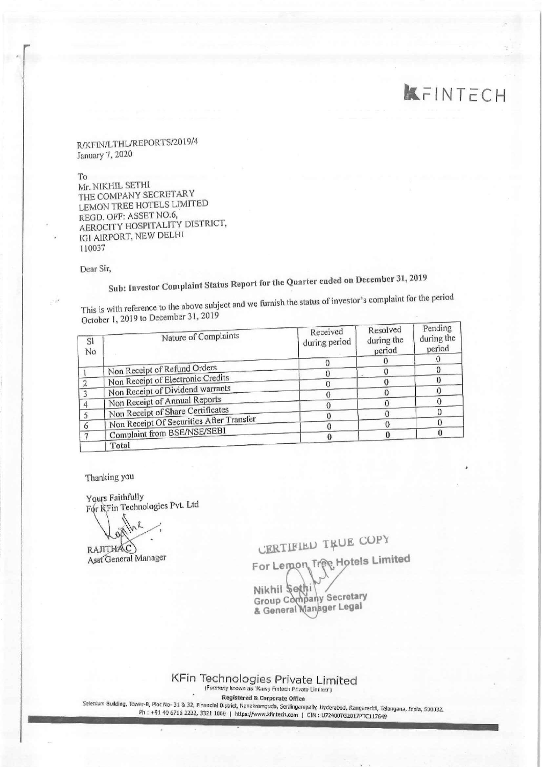KFINTECH

R/KFIN/LTHL/REPORTS/2019/4
January 7, 2020

To
Mr. NIKHIL SETHI
THE COMPANY SECRETARY
LEMON TREE HOTELS LIMITED
REGD. OFF: ASSET NO.6,
AEROCITY HOSPITALITY DISTRICT,
IGI AIRPORT, NEW DELHI
110037

Dear Sir,

**Sub: Investor Complaint Status Report for the Quarter ended on December 31, 2019**

This is with reference to the above subject and we furnish the status of investor's complaint for the period October 1, 2019 to December 31, 2019

| Sl No | Nature of Complaints | Received during period | Resolved during the period | Pending during the period |
|---|---|---|---|---|
| 1 | Non Receipt of Refund Orders | 0 | 0 | 0 |
| 2 | Non Receipt of Electronic Credits | 0 | 0 | 0 |
| 3 | Non Receipt of Dividend warrants | 0 | 0 | 0 |
| 4 | Non Receipt of Annual Reports | 0 | 0 | 0 |
| 5 | Non Receipt of Share Certificates | 0 | 0 | 0 |
| 6 | Non Receipt Of Securities After Transfer | 0 | 0 | 0 |
| 7 | Complaint from BSE/NSE/SEBI | 0 | 0 | 0 |
| | **Total** | **0** | **0** | **0** |

Thanking you

Yours Faithfully
For KFin Technologies Pvt. Ltd

RAJITHA C
Asst General Manager

CERTIFIED TRUE COPY
For Lemon Tree Hotels Limited

Nikhil Sethi
Group Company Secretary
& General Manager Legal

**KFin Technologies Private Limited**
(Formerly known as 'Karvy Fintech Private Limited')
**Registered & Corporate Office**
Selenium Building, Tower-B, Plot No- 31 & 32, Financial District, Nanakramguda, Serilingampally, Hyderabad, Rangareddi, Telangana, India, 500032.
Ph : +91 40 6716 2222, 3321 1000 | https://www.kfintech.com | CIN : U72400TG2017PTC117649